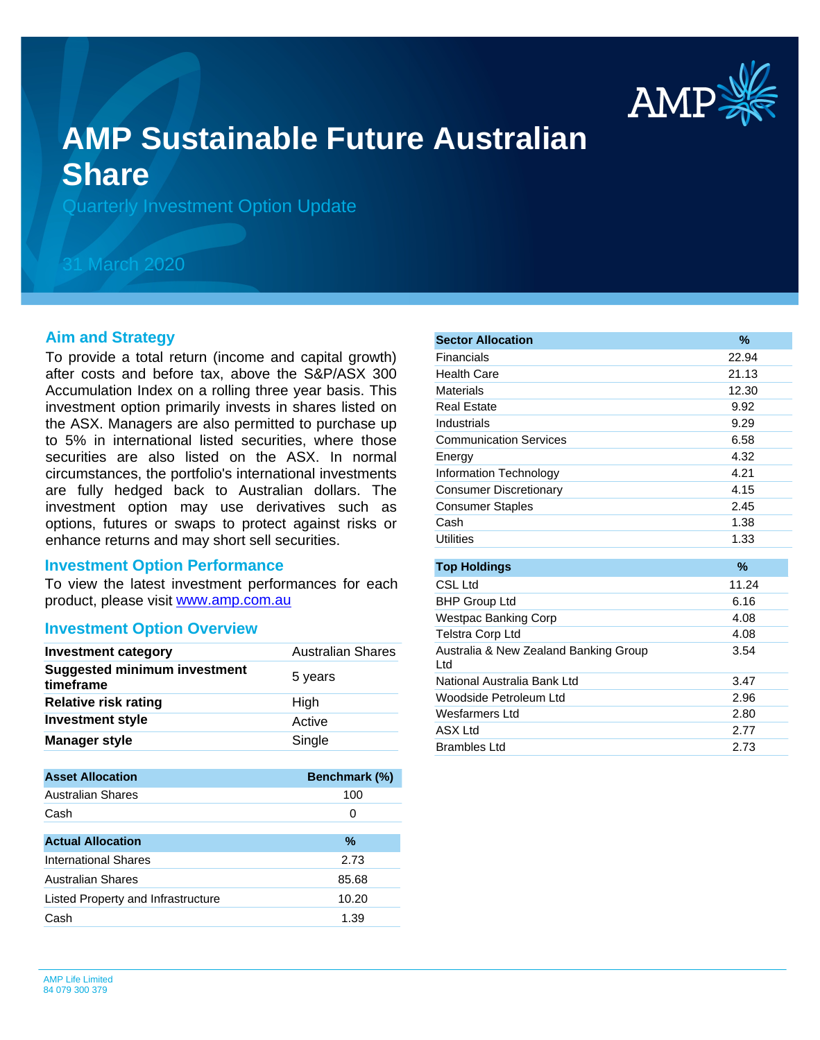# AMP Sustainable Future Australian Share

Quarterly Investment Option Update

31 March 2020

## Aim and Strategy

To provide a total return (income and capital growth) after costs and before tax, above the S&P/ASX 300 Accumulation Index on a rolling three year basis. This investment option primarily invests in shares listed on the ASX. Managers are also permitted to purchase up to 5% in international listed securities, where those securities are also listed on the ASX. In normal circumstances, the portfolio's international investments are fully hedged back to Australian dollars. The investment option may use derivatives such as options, futures or swaps to protect against risks or enhance returns and may short sell securities.

## Investment Option Performance

To view the latest investment performances for each product, please visit www.amp.com.au

## Investment Option Overview

| | |
|---|---|
| **Investment category** | Australian Shares |
| **Suggested minimum investment timeframe** | 5 years |
| **Relative risk rating** | High |
| **Investment style** | Active |
| **Manager style** | Single |

| Asset Allocation | Benchmark (%) |
|---|---|
| Australian Shares | 100 |
| Cash | 0 |

| Actual Allocation | % |
|---|---|
| International Shares | 2.73 |
| Australian Shares | 85.68 |
| Listed Property and Infrastructure | 10.20 |
| Cash | 1.39 |

| Sector Allocation | % |
|---|---|
| Financials | 22.94 |
| Health Care | 21.13 |
| Materials | 12.30 |
| Real Estate | 9.92 |
| Industrials | 9.29 |
| Communication Services | 6.58 |
| Energy | 4.32 |
| Information Technology | 4.21 |
| Consumer Discretionary | 4.15 |
| Consumer Staples | 2.45 |
| Cash | 1.38 |
| Utilities | 1.33 |

| Top Holdings | % |
|---|---|
| CSL Ltd | 11.24 |
| BHP Group Ltd | 6.16 |
| Westpac Banking Corp | 4.08 |
| Telstra Corp Ltd | 4.08 |
| Australia & New Zealand Banking Group Ltd | 3.54 |
| National Australia Bank Ltd | 3.47 |
| Woodside Petroleum Ltd | 2.96 |
| Wesfarmers Ltd | 2.80 |
| ASX Ltd | 2.77 |
| Brambles Ltd | 2.73 |

AMP Life Limited
84 079 300 379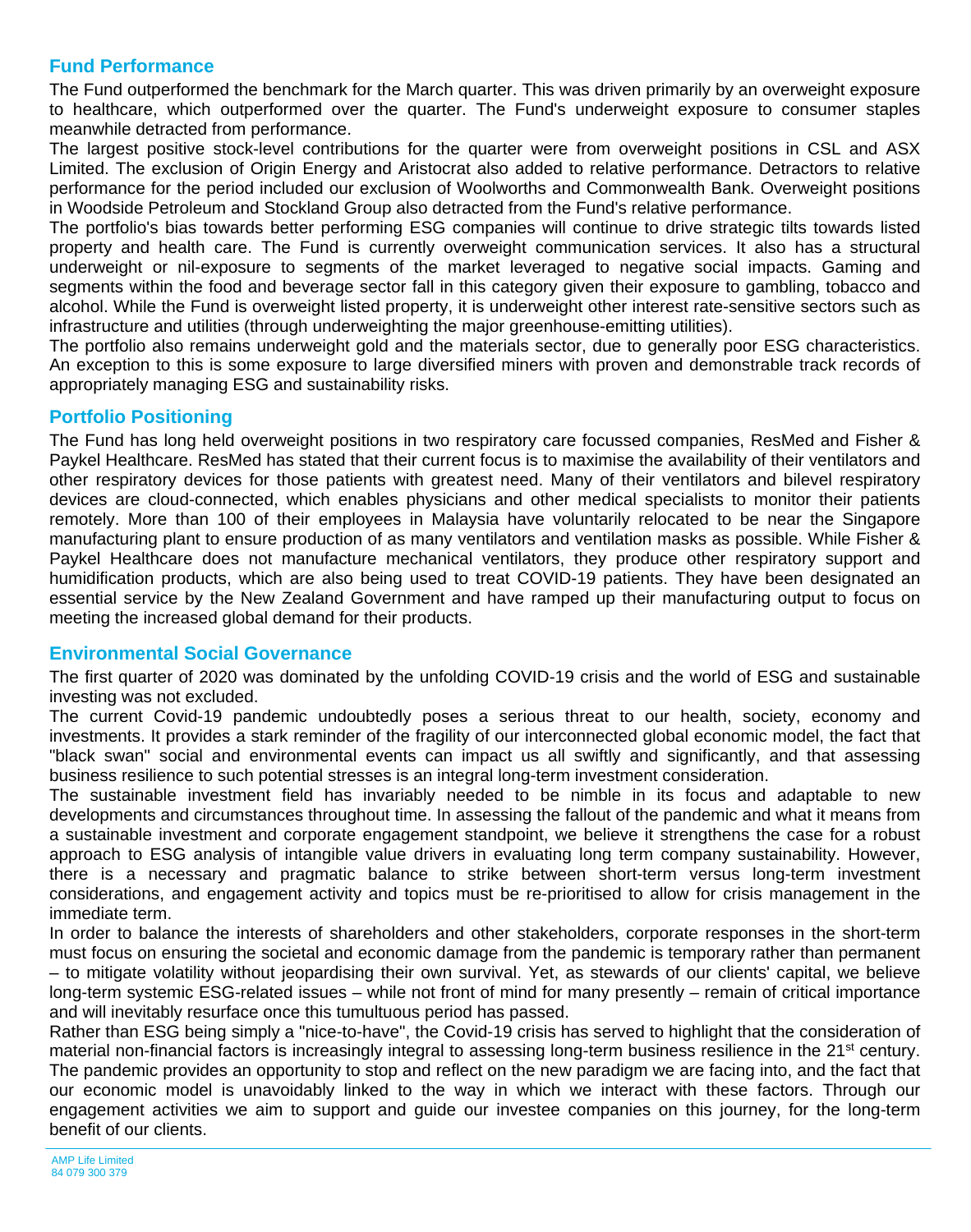## Fund Performance

The Fund outperformed the benchmark for the March quarter. This was driven primarily by an overweight exposure to healthcare, which outperformed over the quarter. The Fund's underweight exposure to consumer staples meanwhile detracted from performance.

The largest positive stock-level contributions for the quarter were from overweight positions in CSL and ASX Limited. The exclusion of Origin Energy and Aristocrat also added to relative performance. Detractors to relative performance for the period included our exclusion of Woolworths and Commonwealth Bank. Overweight positions in Woodside Petroleum and Stockland Group also detracted from the Fund's relative performance.

The portfolio's bias towards better performing ESG companies will continue to drive strategic tilts towards listed property and health care. The Fund is currently overweight communication services. It also has a structural underweight or nil-exposure to segments of the market leveraged to negative social impacts. Gaming and segments within the food and beverage sector fall in this category given their exposure to gambling, tobacco and alcohol. While the Fund is overweight listed property, it is underweight other interest rate-sensitive sectors such as infrastructure and utilities (through underweighting the major greenhouse-emitting utilities).

The portfolio also remains underweight gold and the materials sector, due to generally poor ESG characteristics. An exception to this is some exposure to large diversified miners with proven and demonstrable track records of appropriately managing ESG and sustainability risks.

## Portfolio Positioning

The Fund has long held overweight positions in two respiratory care focussed companies, ResMed and Fisher & Paykel Healthcare. ResMed has stated that their current focus is to maximise the availability of their ventilators and other respiratory devices for those patients with greatest need. Many of their ventilators and bilevel respiratory devices are cloud-connected, which enables physicians and other medical specialists to monitor their patients remotely. More than 100 of their employees in Malaysia have voluntarily relocated to be near the Singapore manufacturing plant to ensure production of as many ventilators and ventilation masks as possible. While Fisher & Paykel Healthcare does not manufacture mechanical ventilators, they produce other respiratory support and humidification products, which are also being used to treat COVID-19 patients. They have been designated an essential service by the New Zealand Government and have ramped up their manufacturing output to focus on meeting the increased global demand for their products.

## Environmental Social Governance

The first quarter of 2020 was dominated by the unfolding COVID-19 crisis and the world of ESG and sustainable investing was not excluded.

The current Covid-19 pandemic undoubtedly poses a serious threat to our health, society, economy and investments. It provides a stark reminder of the fragility of our interconnected global economic model, the fact that "black swan" social and environmental events can impact us all swiftly and significantly, and that assessing business resilience to such potential stresses is an integral long-term investment consideration.

The sustainable investment field has invariably needed to be nimble in its focus and adaptable to new developments and circumstances throughout time. In assessing the fallout of the pandemic and what it means from a sustainable investment and corporate engagement standpoint, we believe it strengthens the case for a robust approach to ESG analysis of intangible value drivers in evaluating long term company sustainability. However, there is a necessary and pragmatic balance to strike between short-term versus long-term investment considerations, and engagement activity and topics must be re-prioritised to allow for crisis management in the immediate term.

In order to balance the interests of shareholders and other stakeholders, corporate responses in the short-term must focus on ensuring the societal and economic damage from the pandemic is temporary rather than permanent – to mitigate volatility without jeopardising their own survival. Yet, as stewards of our clients' capital, we believe long-term systemic ESG-related issues – while not front of mind for many presently – remain of critical importance and will inevitably resurface once this tumultuous period has passed.

Rather than ESG being simply a "nice-to-have", the Covid-19 crisis has served to highlight that the consideration of material non-financial factors is increasingly integral to assessing long-term business resilience in the 21st century. The pandemic provides an opportunity to stop and reflect on the new paradigm we are facing into, and the fact that our economic model is unavoidably linked to the way in which we interact with these factors. Through our engagement activities we aim to support and guide our investee companies on this journey, for the long-term benefit of our clients.

AMP Life Limited
84 079 300 379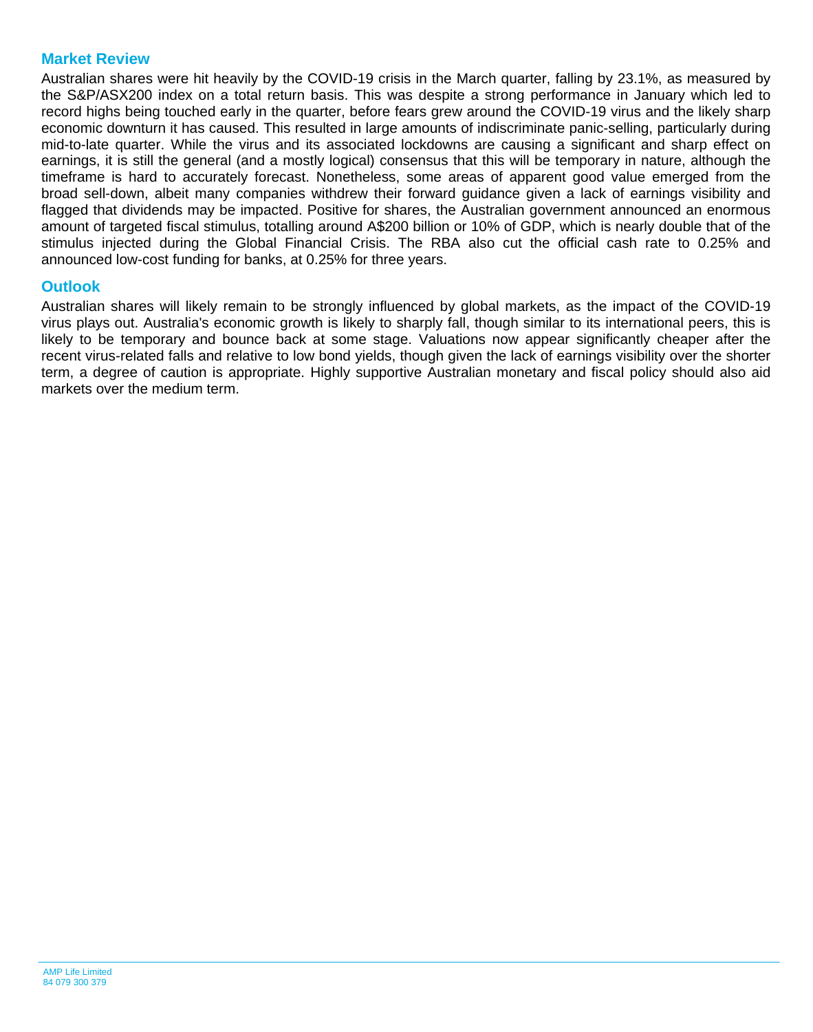## Market Review

Australian shares were hit heavily by the COVID-19 crisis in the March quarter, falling by 23.1%, as measured by the S&P/ASX200 index on a total return basis. This was despite a strong performance in January which led to record highs being touched early in the quarter, before fears grew around the COVID-19 virus and the likely sharp economic downturn it has caused. This resulted in large amounts of indiscriminate panic-selling, particularly during mid-to-late quarter. While the virus and its associated lockdowns are causing a significant and sharp effect on earnings, it is still the general (and a mostly logical) consensus that this will be temporary in nature, although the timeframe is hard to accurately forecast. Nonetheless, some areas of apparent good value emerged from the broad sell-down, albeit many companies withdrew their forward guidance given a lack of earnings visibility and flagged that dividends may be impacted. Positive for shares, the Australian government announced an enormous amount of targeted fiscal stimulus, totalling around A$200 billion or 10% of GDP, which is nearly double that of the stimulus injected during the Global Financial Crisis. The RBA also cut the official cash rate to 0.25% and announced low-cost funding for banks, at 0.25% for three years.

## Outlook

Australian shares will likely remain to be strongly influenced by global markets, as the impact of the COVID-19 virus plays out. Australia's economic growth is likely to sharply fall, though similar to its international peers, this is likely to be temporary and bounce back at some stage. Valuations now appear significantly cheaper after the recent virus-related falls and relative to low bond yields, though given the lack of earnings visibility over the shorter term, a degree of caution is appropriate. Highly supportive Australian monetary and fiscal policy should also aid markets over the medium term.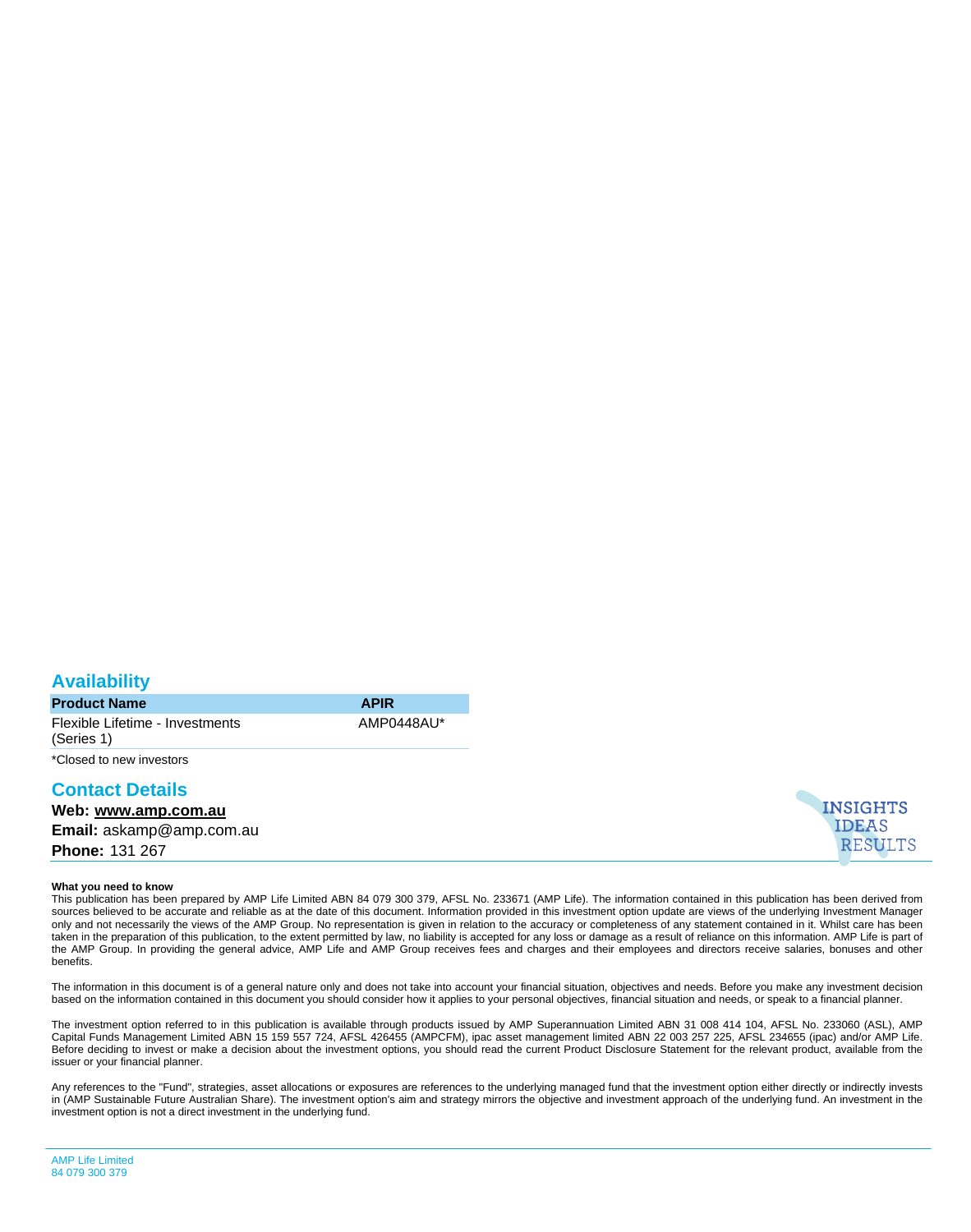## Availability

| Product Name | APIR |
|---|---|
| Flexible Lifetime - Investments (Series 1) | AMP0448AU* |

*Closed to new investors

## Contact Details

**Web: www.amp.com.au**
**Email:** askamp@amp.com.au
**Phone:** 131 267

INSIGHTS
IDEAS
RESULTS

**What you need to know**
This publication has been prepared by AMP Life Limited ABN 84 079 300 379, AFSL No. 233671 (AMP Life). The information contained in this publication has been derived from sources believed to be accurate and reliable as at the date of this document. Information provided in this investment option update are views of the underlying Investment Manager only and not necessarily the views of the AMP Group. No representation is given in relation to the accuracy or completeness of any statement contained in it. Whilst care has been taken in the preparation of this publication, to the extent permitted by law, no liability is accepted for any loss or damage as a result of reliance on this information. AMP Life is part of the AMP Group. In providing the general advice, AMP Life and AMP Group receives fees and charges and their employees and directors receive salaries, bonuses and other benefits.

The information in this document is of a general nature only and does not take into account your financial situation, objectives and needs. Before you make any investment decision based on the information contained in this document you should consider how it applies to your personal objectives, financial situation and needs, or speak to a financial planner.

The investment option referred to in this publication is available through products issued by AMP Superannuation Limited ABN 31 008 414 104, AFSL No. 233060 (ASL), AMP Capital Funds Management Limited ABN 15 159 557 724, AFSL 426455 (AMPCFM), ipac asset management limited ABN 22 003 257 225, AFSL 234655 (ipac) and/or AMP Life. Before deciding to invest or make a decision about the investment options, you should read the current Product Disclosure Statement for the relevant product, available from the issuer or your financial planner.

Any references to the "Fund", strategies, asset allocations or exposures are references to the underlying managed fund that the investment option either directly or indirectly invests in (AMP Sustainable Future Australian Share). The investment option's aim and strategy mirrors the objective and investment approach of the underlying fund. An investment in the investment option is not a direct investment in the underlying fund.

AMP Life Limited
84 079 300 379